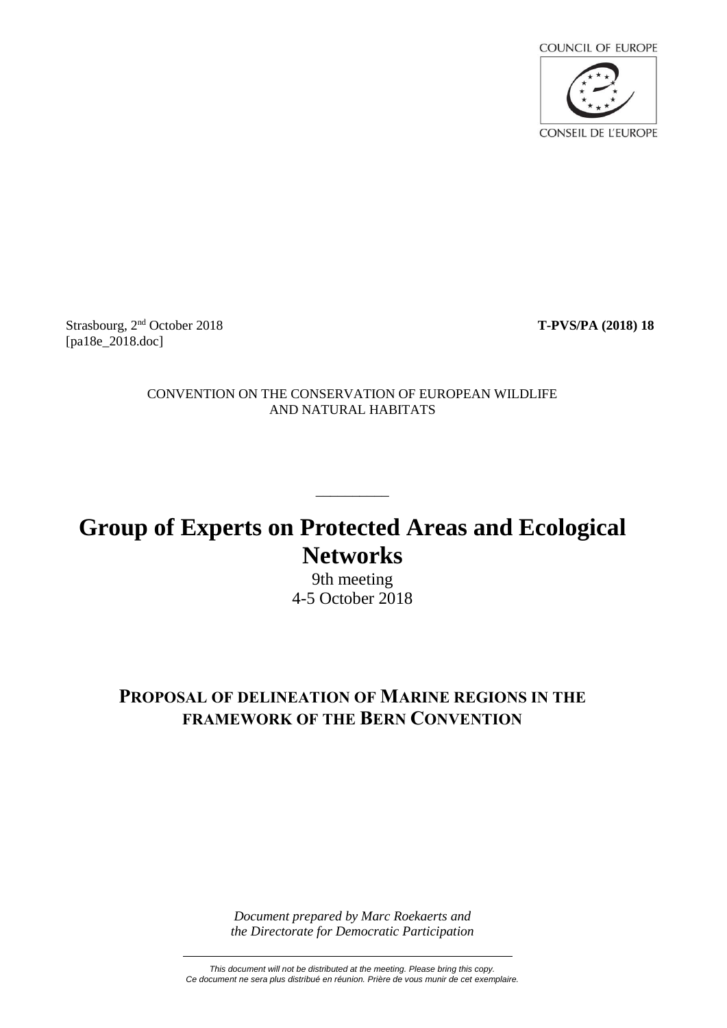COUNCIL OF EUROPE

CONSEIL DE L'EUROPE

Strasbourg, 2nd October 2018 **T-PVS/PA (2018) 18**
[pa18e_2018.doc]

CONVENTION ON THE CONSERVATION OF EUROPEAN WILDLIFE AND NATURAL HABITATS

__________

# Group of Experts on Protected Areas and Ecological Networks

9th meeting
4-5 October 2018

## PROPOSAL OF DELINEATION OF MARINE REGIONS IN THE FRAMEWORK OF THE BERN CONVENTION

*Document prepared by Marc Roekaerts and the Directorate for Democratic Participation*

*This document will not be distributed at the meeting. Please bring this copy.*
*Ce document ne sera plus distribué en réunion. Prière de vous munir de cet exemplaire.*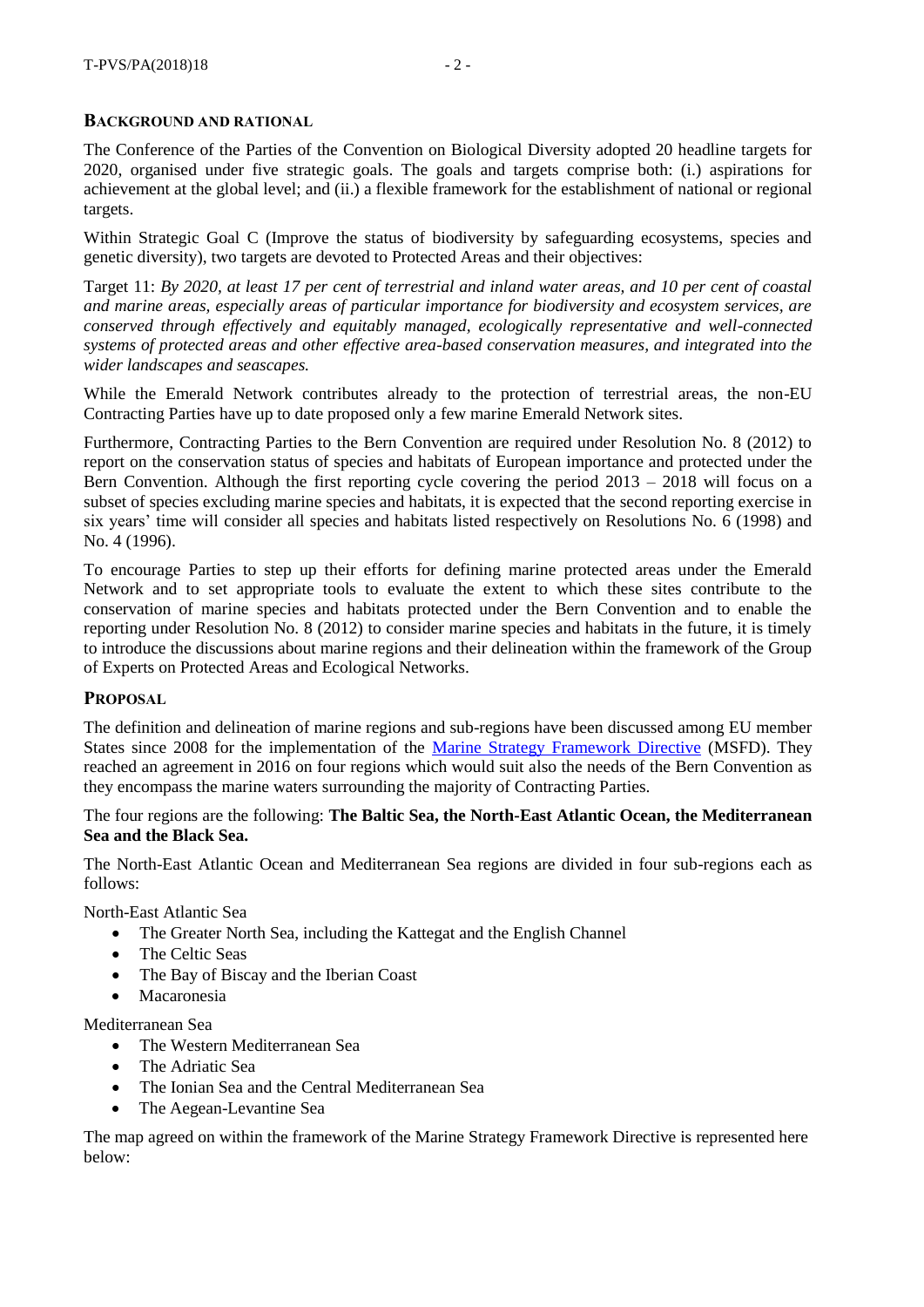## Background and Rational

The Conference of the Parties of the Convention on Biological Diversity adopted 20 headline targets for 2020, organised under five strategic goals. The goals and targets comprise both: (i.) aspirations for achievement at the global level; and (ii.) a flexible framework for the establishment of national or regional targets.

Within Strategic Goal C (Improve the status of biodiversity by safeguarding ecosystems, species and genetic diversity), two targets are devoted to Protected Areas and their objectives:

Target 11: *By 2020, at least 17 per cent of terrestrial and inland water areas, and 10 per cent of coastal and marine areas, especially areas of particular importance for biodiversity and ecosystem services, are conserved through effectively and equitably managed, ecologically representative and well-connected systems of protected areas and other effective area-based conservation measures, and integrated into the wider landscapes and seascapes.*

While the Emerald Network contributes already to the protection of terrestrial areas, the non-EU Contracting Parties have up to date proposed only a few marine Emerald Network sites.

Furthermore, Contracting Parties to the Bern Convention are required under Resolution No. 8 (2012) to report on the conservation status of species and habitats of European importance and protected under the Bern Convention. Although the first reporting cycle covering the period 2013 – 2018 will focus on a subset of species excluding marine species and habitats, it is expected that the second reporting exercise in six years' time will consider all species and habitats listed respectively on Resolutions No. 6 (1998) and No. 4 (1996).

To encourage Parties to step up their efforts for defining marine protected areas under the Emerald Network and to set appropriate tools to evaluate the extent to which these sites contribute to the conservation of marine species and habitats protected under the Bern Convention and to enable the reporting under Resolution No. 8 (2012) to consider marine species and habitats in the future, it is timely to introduce the discussions about marine regions and their delineation within the framework of the Group of Experts on Protected Areas and Ecological Networks.

## Proposal

The definition and delineation of marine regions and sub-regions have been discussed among EU member States since 2008 for the implementation of the Marine Strategy Framework Directive (MSFD). They reached an agreement in 2016 on four regions which would suit also the needs of the Bern Convention as they encompass the marine waters surrounding the majority of Contracting Parties.

The four regions are the following: **The Baltic Sea, the North-East Atlantic Ocean, the Mediterranean Sea and the Black Sea.**

The North-East Atlantic Ocean and Mediterranean Sea regions are divided in four sub-regions each as follows:

North-East Atlantic Sea

- The Greater North Sea, including the Kattegat and the English Channel
- The Celtic Seas
- The Bay of Biscay and the Iberian Coast
- Macaronesia

Mediterranean Sea

- The Western Mediterranean Sea
- The Adriatic Sea
- The Ionian Sea and the Central Mediterranean Sea
- The Aegean-Levantine Sea

The map agreed on within the framework of the Marine Strategy Framework Directive is represented here below: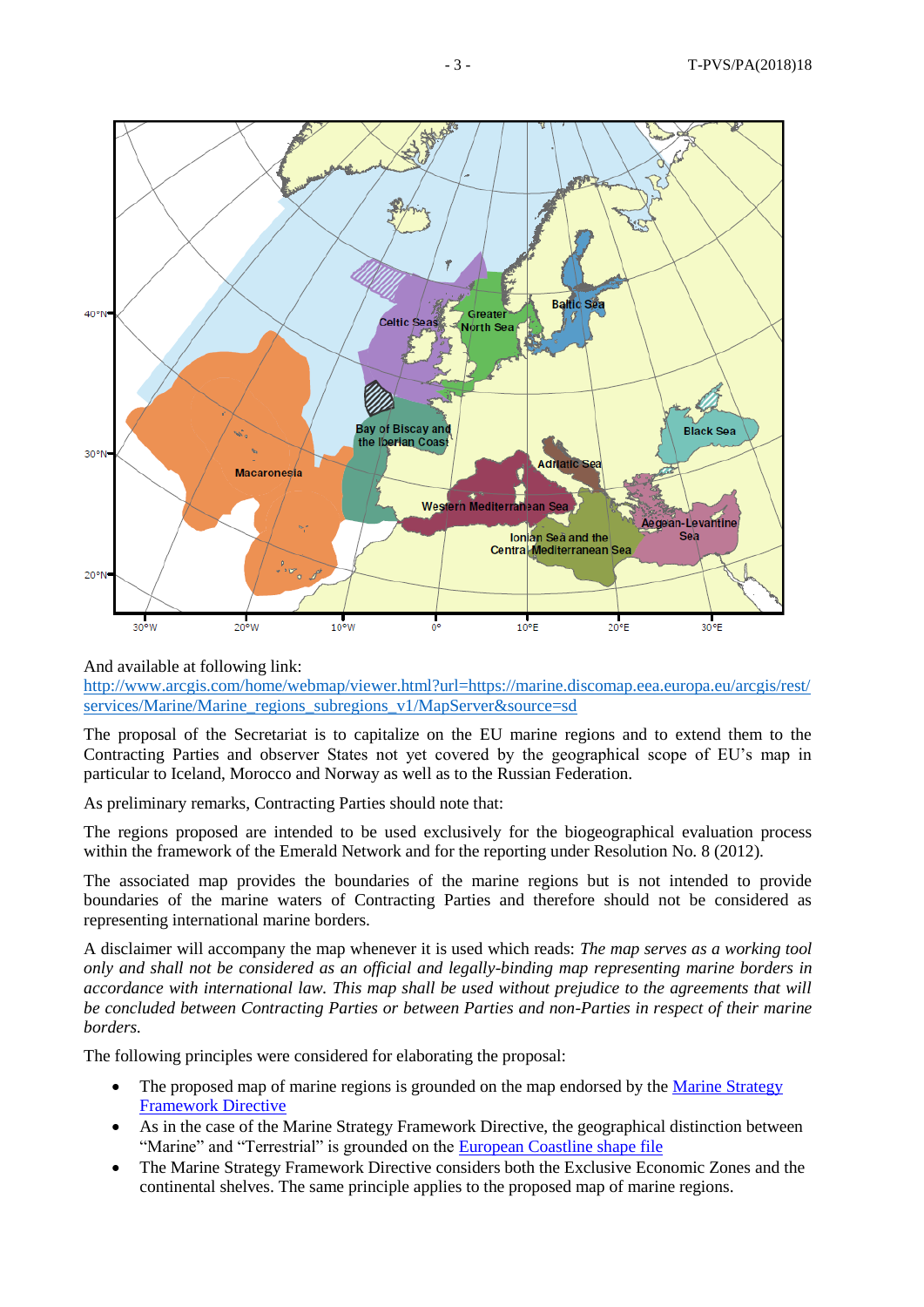And available at following link:
[http://www.arcgis.com/home/webmap/viewer.html?url=https://marine.discomap.eea.europa.eu/arcgis/rest/services/Marine/Marine_regions_subregions_v1/MapServer&source=sd](http://www.arcgis.com/home/webmap/viewer.html?url=https://marine.discomap.eea.europa.eu/arcgis/rest/services/Marine/Marine_regions_subregions_v1/MapServer&source=sd)

The proposal of the Secretariat is to capitalize on the EU marine regions and to extend them to the Contracting Parties and observer States not yet covered by the geographical scope of EU's map in particular to Iceland, Morocco and Norway as well as to the Russian Federation.

As preliminary remarks, Contracting Parties should note that:

The regions proposed are intended to be used exclusively for the biogeographical evaluation process within the framework of the Emerald Network and for the reporting under Resolution No. 8 (2012).

The associated map provides the boundaries of the marine regions but is not intended to provide boundaries of the marine waters of Contracting Parties and therefore should not be considered as representing international marine borders.

A disclaimer will accompany the map whenever it is used which reads: *The map serves as a working tool only and shall not be considered as an official and legally-binding map representing marine borders in accordance with international law. This map shall be used without prejudice to the agreements that will be concluded between Contracting Parties or between Parties and non-Parties in respect of their marine borders.*

The following principles were considered for elaborating the proposal:

- The proposed map of marine regions is grounded on the map endorsed by the Marine Strategy Framework Directive
- As in the case of the Marine Strategy Framework Directive, the geographical distinction between "Marine" and "Terrestrial" is grounded on the European Coastline shape file
- The Marine Strategy Framework Directive considers both the Exclusive Economic Zones and the continental shelves. The same principle applies to the proposed map of marine regions.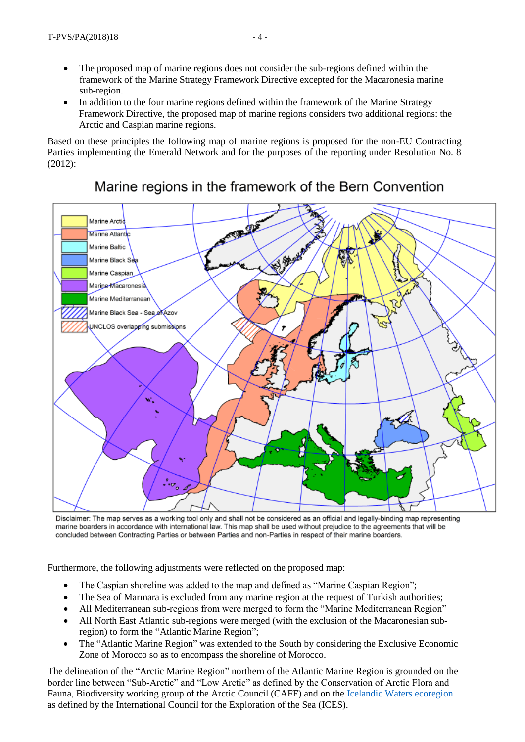- The proposed map of marine regions does not consider the sub-regions defined within the framework of the Marine Strategy Framework Directive excepted for the Macaronesia marine sub-region.
- In addition to the four marine regions defined within the framework of the Marine Strategy Framework Directive, the proposed map of marine regions considers two additional regions: the Arctic and Caspian marine regions.

Based on these principles the following map of marine regions is proposed for the non-EU Contracting Parties implementing the Emerald Network and for the purposes of the reporting under Resolution No. 8 (2012):

Marine regions in the framework of the Bern Convention

Marine Arctic
Marine Atlantic
Marine Baltic
Marine Black Sea
Marine Caspian
Marine Macaronesia
Marine Mediterranean
Marine Black Sea - Sea of Azov
UNCLOS overlapping submissions

Disclaimer: The map serves as a working tool only and shall not be considered as an official and legally-binding map representing marine boarders in accordance with international law. This map shall be used without prejudice to the agreements that will be concluded between Contracting Parties or between Parties and non-Parties in respect of their marine boarders.

Furthermore, the following adjustments were reflected on the proposed map:

- The Caspian shoreline was added to the map and defined as "Marine Caspian Region";
- The Sea of Marmara is excluded from any marine region at the request of Turkish authorities;
- All Mediterranean sub-regions from were merged to form the "Marine Mediterranean Region"
- All North East Atlantic sub-regions were merged (with the exclusion of the Macaronesian sub-region) to form the "Atlantic Marine Region";
- The "Atlantic Marine Region" was extended to the South by considering the Exclusive Economic Zone of Morocco so as to encompass the shoreline of Morocco.

The delineation of the "Arctic Marine Region" northern of the Atlantic Marine Region is grounded on the border line between "Sub-Arctic" and "Low Arctic" as defined by the Conservation of Arctic Flora and Fauna, Biodiversity working group of the Arctic Council (CAFF) and on the Icelandic Waters ecoregion as defined by the International Council for the Exploration of the Sea (ICES).